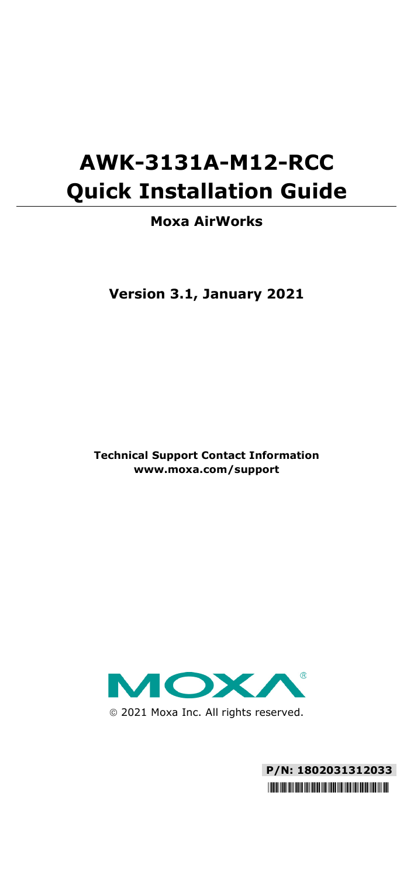# AWK-3131A-M12-RCC Quick Installation Guide

**Moxa AirWorks**

**Version 3.1, January 2021**

**Technical Support Contact Information**
**www.moxa.com/support**

© 2021 Moxa Inc. All rights reserved.

**P/N: 1802031312033**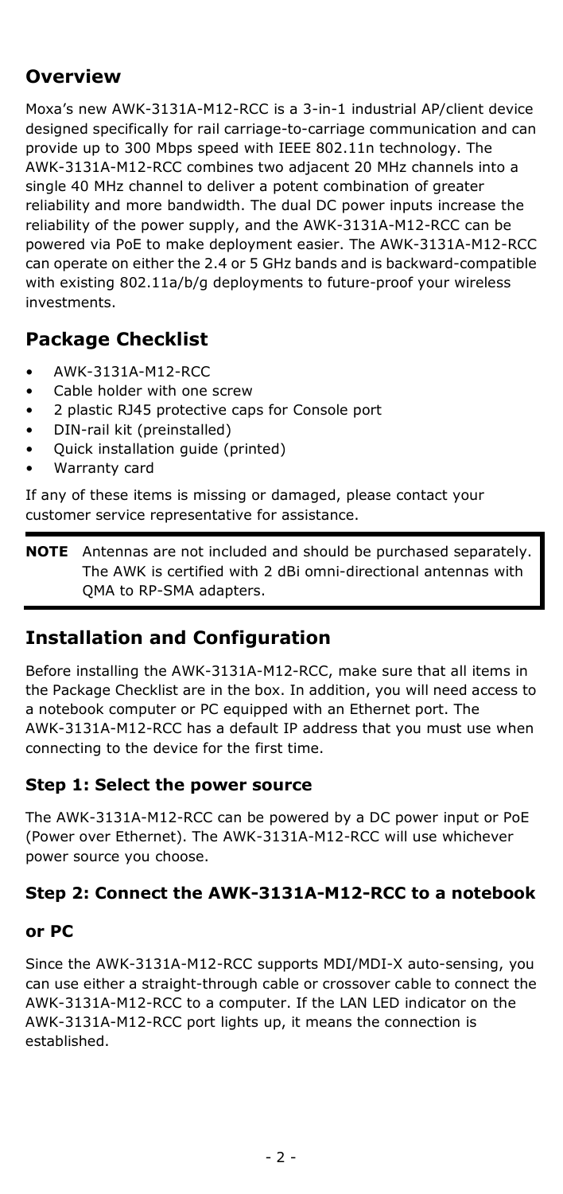## Overview

Moxa's new AWK-3131A-M12-RCC is a 3-in-1 industrial AP/client device designed specifically for rail carriage-to-carriage communication and can provide up to 300 Mbps speed with IEEE 802.11n technology. The AWK-3131A-M12-RCC combines two adjacent 20 MHz channels into a single 40 MHz channel to deliver a potent combination of greater reliability and more bandwidth. The dual DC power inputs increase the reliability of the power supply, and the AWK-3131A-M12-RCC can be powered via PoE to make deployment easier. The AWK-3131A-M12-RCC can operate on either the 2.4 or 5 GHz bands and is backward-compatible with existing 802.11a/b/g deployments to future-proof your wireless investments.

## Package Checklist

- AWK-3131A-M12-RCC
- Cable holder with one screw
- 2 plastic RJ45 protective caps for Console port
- DIN-rail kit (preinstalled)
- Quick installation guide (printed)
- Warranty card

If any of these items is missing or damaged, please contact your customer service representative for assistance.

**NOTE** Antennas are not included and should be purchased separately. The AWK is certified with 2 dBi omni-directional antennas with QMA to RP-SMA adapters.

## Installation and Configuration

Before installing the AWK-3131A-M12-RCC, make sure that all items in the Package Checklist are in the box. In addition, you will need access to a notebook computer or PC equipped with an Ethernet port. The AWK-3131A-M12-RCC has a default IP address that you must use when connecting to the device for the first time.

### Step 1: Select the power source

The AWK-3131A-M12-RCC can be powered by a DC power input or PoE (Power over Ethernet). The AWK-3131A-M12-RCC will use whichever power source you choose.

### Step 2: Connect the AWK-3131A-M12-RCC to a notebook or PC

Since the AWK-3131A-M12-RCC supports MDI/MDI-X auto-sensing, you can use either a straight-through cable or crossover cable to connect the AWK-3131A-M12-RCC to a computer. If the LAN LED indicator on the AWK-3131A-M12-RCC port lights up, it means the connection is established.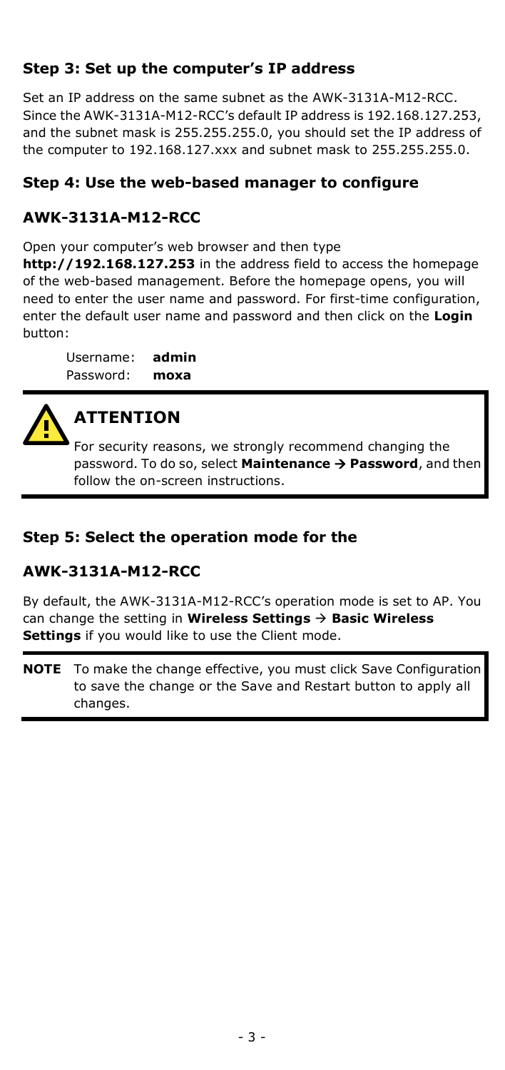### Step 3: Set up the computer's IP address

Set an IP address on the same subnet as the AWK-3131A-M12-RCC. Since the AWK-3131A-M12-RCC's default IP address is 192.168.127.253, and the subnet mask is 255.255.255.0, you should set the IP address of the computer to 192.168.127.xxx and subnet mask to 255.255.255.0.

### Step 4: Use the web-based manager to configure AWK-3131A-M12-RCC

Open your computer's web browser and then type **http://192.168.127.253** in the address field to access the homepage of the web-based management. Before the homepage opens, you will need to enter the user name and password. For first-time configuration, enter the default user name and password and then click on the **Login** button:

Username: **admin**
Password: **moxa**

> **ATTENTION**
>
> For security reasons, we strongly recommend changing the password. To do so, select **Maintenance → Password**, and then follow the on-screen instructions.

### Step 5: Select the operation mode for the AWK-3131A-M12-RCC

By default, the AWK-3131A-M12-RCC's operation mode is set to AP. You can change the setting in **Wireless Settings → Basic Wireless Settings** if you would like to use the Client mode.

> **NOTE** To make the change effective, you must click Save Configuration to save the change or the Save and Restart button to apply all changes.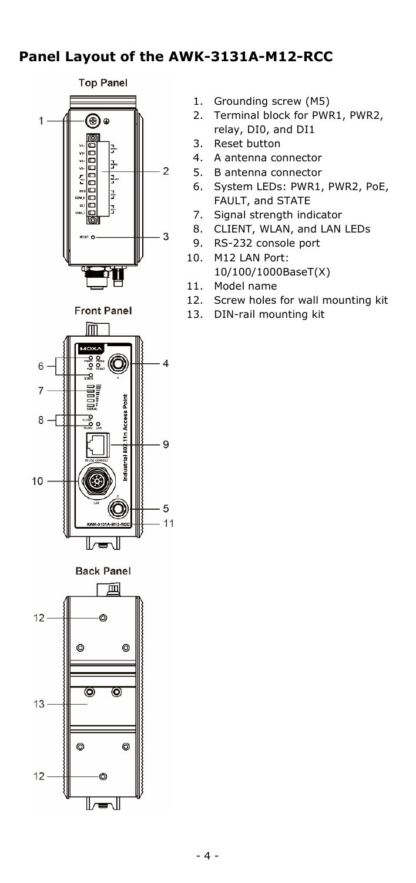## Panel Layout of the AWK-3131A-M12-RCC

Top Panel

Front Panel

Back Panel

1. Grounding screw (M5)
2. Terminal block for PWR1, PWR2, relay, DI0, and DI1
3. Reset button
4. A antenna connector
5. B antenna connector
6. System LEDs: PWR1, PWR2, PoE, FAULT, and STATE
7. Signal strength indicator
8. CLIENT, WLAN, and LAN LEDs
9. RS-232 console port
10. M12 LAN Port: 10/100/1000BaseT(X)
11. Model name
12. Screw holes for wall mounting kit
13. DIN-rail mounting kit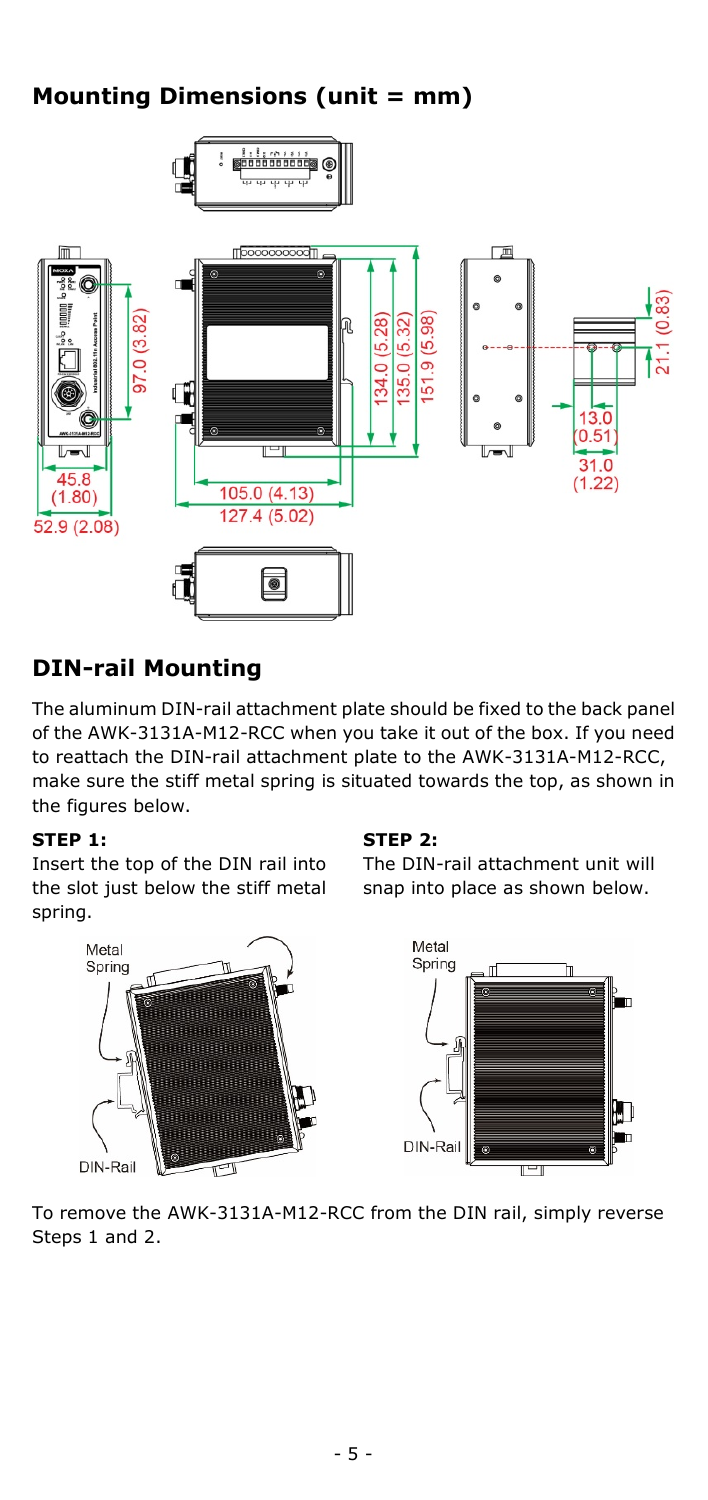## Mounting Dimensions (unit = mm)

45.8 (1.80)
52.9 (2.08)
97.0 (3.82)
105.0 (4.13)
127.4 (5.02)
134.0 (5.28)
135.0 (5.32)
151.9 (5.98)
21.1 (0.83)
13.0 (0.51)
31.0 (1.22)

## DIN-rail Mounting

The aluminum DIN-rail attachment plate should be fixed to the back panel of the AWK-3131A-M12-RCC when you take it out of the box. If you need to reattach the DIN-rail attachment plate to the AWK-3131A-M12-RCC, make sure the stiff metal spring is situated towards the top, as shown in the figures below.

**STEP 1:**

Insert the top of the DIN rail into the slot just below the stiff metal spring.

Metal Spring
DIN-Rail

**STEP 2:**

The DIN-rail attachment unit will snap into place as shown below.

Metal Spring
DIN-Rail

To remove the AWK-3131A-M12-RCC from the DIN rail, simply reverse Steps 1 and 2.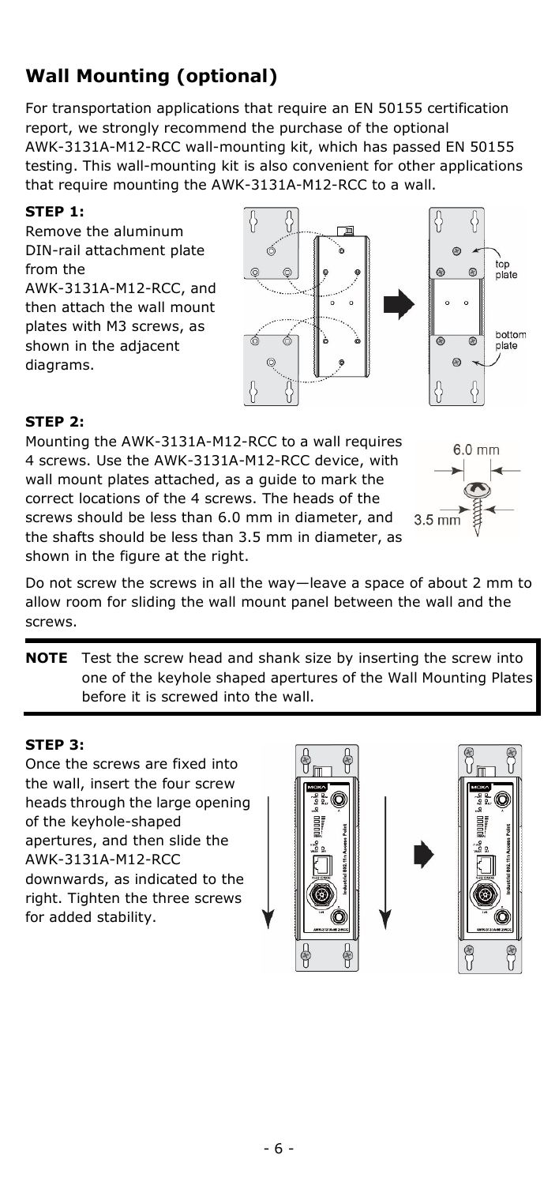## Wall Mounting (optional)

For transportation applications that require an EN 50155 certification report, we strongly recommend the purchase of the optional AWK-3131A-M12-RCC wall-mounting kit, which has passed EN 50155 testing. This wall-mounting kit is also convenient for other applications that require mounting the AWK-3131A-M12-RCC to a wall.

**STEP 1:**

Remove the aluminum DIN-rail attachment plate from the AWK-3131A-M12-RCC, and then attach the wall mount plates with M3 screws, as shown in the adjacent diagrams.

top plate

bottom plate

**STEP 2:**

Mounting the AWK-3131A-M12-RCC to a wall requires 4 screws. Use the AWK-3131A-M12-RCC device, with wall mount plates attached, as a guide to mark the correct locations of the 4 screws. The heads of the screws should be less than 6.0 mm in diameter, and the shafts should be less than 3.5 mm in diameter, as shown in the figure at the right.

6.0 mm

3.5 mm

Do not screw the screws in all the way—leave a space of about 2 mm to allow room for sliding the wall mount panel between the wall and the screws.

**NOTE** Test the screw head and shank size by inserting the screw into one of the keyhole shaped apertures of the Wall Mounting Plates before it is screwed into the wall.

**STEP 3:**

Once the screws are fixed into the wall, insert the four screw heads through the large opening of the keyhole-shaped apertures, and then slide the AWK-3131A-M12-RCC downwards, as indicated to the right. Tighten the three screws for added stability.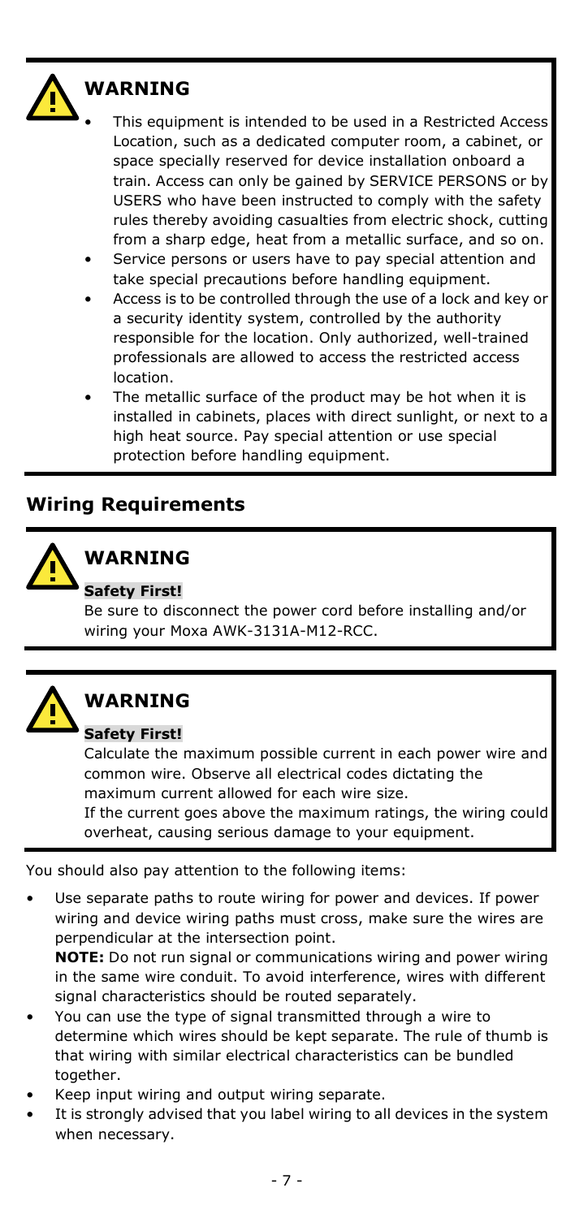**WARNING**

- This equipment is intended to be used in a Restricted Access Location, such as a dedicated computer room, a cabinet, or space specially reserved for device installation onboard a train. Access can only be gained by SERVICE PERSONS or by USERS who have been instructed to comply with the safety rules thereby avoiding casualties from electric shock, cutting from a sharp edge, heat from a metallic surface, and so on.
- Service persons or users have to pay special attention and take special precautions before handling equipment.
- Access is to be controlled through the use of a lock and key or a security identity system, controlled by the authority responsible for the location. Only authorized, well-trained professionals are allowed to access the restricted access location.
- The metallic surface of the product may be hot when it is installed in cabinets, places with direct sunlight, or next to a high heat source. Pay special attention or use special protection before handling equipment.

## Wiring Requirements

**WARNING**

**Safety First!**

Be sure to disconnect the power cord before installing and/or wiring your Moxa AWK-3131A-M12-RCC.

**WARNING**

**Safety First!**

Calculate the maximum possible current in each power wire and common wire. Observe all electrical codes dictating the maximum current allowed for each wire size.

If the current goes above the maximum ratings, the wiring could overheat, causing serious damage to your equipment.

You should also pay attention to the following items:

- Use separate paths to route wiring for power and devices. If power wiring and device wiring paths must cross, make sure the wires are perpendicular at the intersection point.

  **NOTE:** Do not run signal or communications wiring and power wiring in the same wire conduit. To avoid interference, wires with different signal characteristics should be routed separately.
- You can use the type of signal transmitted through a wire to determine which wires should be kept separate. The rule of thumb is that wiring with similar electrical characteristics can be bundled together.
- Keep input wiring and output wiring separate.
- It is strongly advised that you label wiring to all devices in the system when necessary.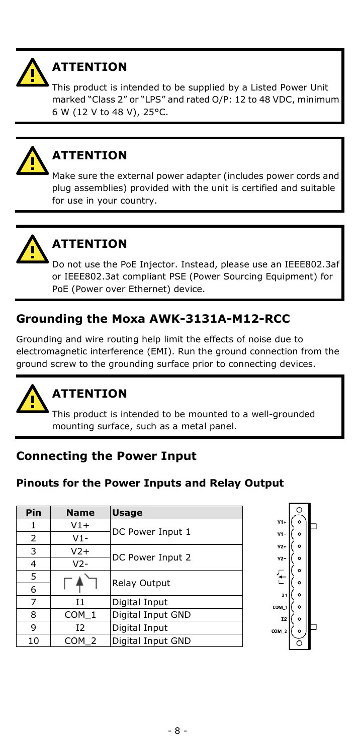**ATTENTION**

This product is intended to be supplied by a Listed Power Unit marked "Class 2" or "LPS" and rated O/P: 12 to 48 VDC, minimum 6 W (12 V to 48 V), 25°C.

**ATTENTION**

Make sure the external power adapter (includes power cords and plug assemblies) provided with the unit is certified and suitable for use in your country.

**ATTENTION**

Do not use the PoE Injector. Instead, please use an IEEE802.3af or IEEE802.3at compliant PSE (Power Sourcing Equipment) for PoE (Power over Ethernet) device.

## Grounding the Moxa AWK-3131A-M12-RCC

Grounding and wire routing help limit the effects of noise due to electromagnetic interference (EMI). Run the ground connection from the ground screw to the grounding surface prior to connecting devices.

**ATTENTION**

This product is intended to be mounted to a well-grounded mounting surface, such as a metal panel.

## Connecting the Power Input

### Pinouts for the Power Inputs and Relay Output

| Pin | Name | Usage |
|---|---|---|
| 1 | V1+ | DC Power Input 1 |
| 2 | V1- | |
| 3 | V2+ | DC Power Input 2 |
| 4 | V2- | |
| 5 | | Relay Output |
| 6 | | |
| 7 | I1 | Digital Input |
| 8 | COM_1 | Digital Input GND |
| 9 | I2 | Digital Input |
| 10 | COM_2 | Digital Input GND |

V1+
V1-
V2+
V2-
I1
COM_1
I2
COM_2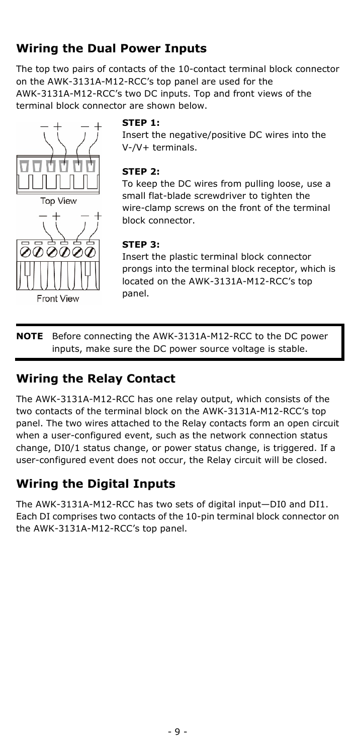## Wiring the Dual Power Inputs

The top two pairs of contacts of the 10-contact terminal block connector on the AWK-3131A-M12-RCC's top panel are used for the AWK-3131A-M12-RCC's two DC inputs. Top and front views of the terminal block connector are shown below.

Top View

Front View

**STEP 1:**

Insert the negative/positive DC wires into the V-/V+ terminals.

**STEP 2:**

To keep the DC wires from pulling loose, use a small flat-blade screwdriver to tighten the wire-clamp screws on the front of the terminal block connector.

**STEP 3:**

Insert the plastic terminal block connector prongs into the terminal block receptor, which is located on the AWK-3131A-M12-RCC's top panel.

**NOTE** Before connecting the AWK-3131A-M12-RCC to the DC power inputs, make sure the DC power source voltage is stable.

## Wiring the Relay Contact

The AWK-3131A-M12-RCC has one relay output, which consists of the two contacts of the terminal block on the AWK-3131A-M12-RCC's top panel. The two wires attached to the Relay contacts form an open circuit when a user-configured event, such as the network connection status change, DI0/1 status change, or power status change, is triggered. If a user-configured event does not occur, the Relay circuit will be closed.

## Wiring the Digital Inputs

The AWK-3131A-M12-RCC has two sets of digital input—DI0 and DI1. Each DI comprises two contacts of the 10-pin terminal block connector on the AWK-3131A-M12-RCC's top panel.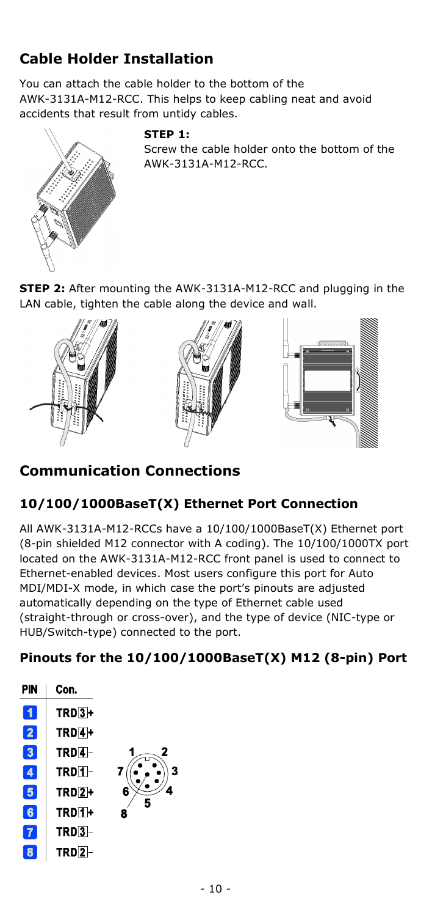## Cable Holder Installation

You can attach the cable holder to the bottom of the AWK-3131A-M12-RCC. This helps to keep cabling neat and avoid accidents that result from untidy cables.

**STEP 1:**
Screw the cable holder onto the bottom of the AWK-3131A-M12-RCC.

**STEP 2:** After mounting the AWK-3131A-M12-RCC and plugging in the LAN cable, tighten the cable along the device and wall.

## Communication Connections

### 10/100/1000BaseT(X) Ethernet Port Connection

All AWK-3131A-M12-RCCs have a 10/100/1000BaseT(X) Ethernet port (8-pin shielded M12 connector with A coding). The 10/100/1000TX port located on the AWK-3131A-M12-RCC front panel is used to connect to Ethernet-enabled devices. Most users configure this port for Auto MDI/MDI-X mode, in which case the port's pinouts are adjusted automatically depending on the type of Ethernet cable used (straight-through or cross-over), and the type of device (NIC-type or HUB/Switch-type) connected to the port.

### Pinouts for the 10/100/1000BaseT(X) M12 (8-pin) Port

| PIN | Con. |
|---|---|
| 1 | TRD3+ |
| 2 | TRD4+ |
| 3 | TRD4- |
| 4 | TRD1- |
| 5 | TRD2+ |
| 6 | TRD1+ |
| 7 | TRD3- |
| 8 | TRD2- |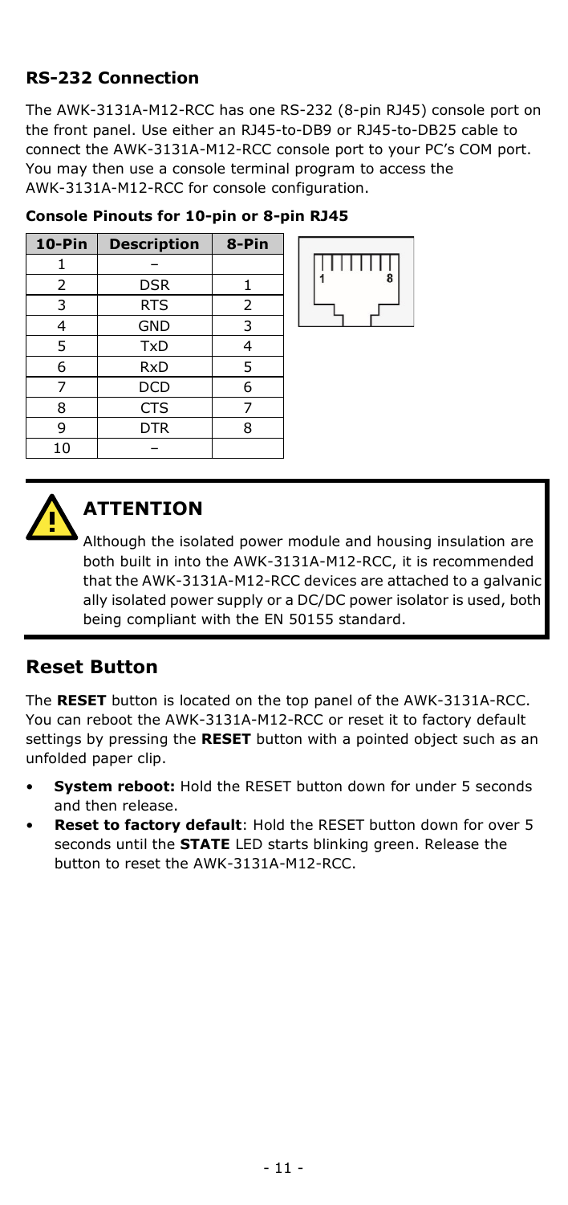## RS-232 Connection

The AWK-3131A-M12-RCC has one RS-232 (8-pin RJ45) console port on the front panel. Use either an RJ45-to-DB9 or RJ45-to-DB25 cable to connect the AWK-3131A-M12-RCC console port to your PC's COM port. You may then use a console terminal program to access the AWK-3131A-M12-RCC for console configuration.

**Console Pinouts for 10-pin or 8-pin RJ45**

| 10-Pin | Description | 8-Pin |
|---|---|---|
| 1 | – | |
| 2 | DSR | 1 |
| 3 | RTS | 2 |
| 4 | GND | 3 |
| 5 | TxD | 4 |
| 6 | RxD | 5 |
| 7 | DCD | 6 |
| 8 | CTS | 7 |
| 9 | DTR | 8 |
| 10 | – | |

1 8

### ATTENTION

Although the isolated power module and housing insulation are both built in into the AWK-3131A-M12-RCC, it is recommended that the AWK-3131A-M12-RCC devices are attached to a galvanic ally isolated power supply or a DC/DC power isolator is used, both being compliant with the EN 50155 standard.

## Reset Button

The **RESET** button is located on the top panel of the AWK-3131A-RCC. You can reboot the AWK-3131A-M12-RCC or reset it to factory default settings by pressing the **RESET** button with a pointed object such as an unfolded paper clip.

- **System reboot:** Hold the RESET button down for under 5 seconds and then release.
- **Reset to factory default**: Hold the RESET button down for over 5 seconds until the **STATE** LED starts blinking green. Release the button to reset the AWK-3131A-M12-RCC.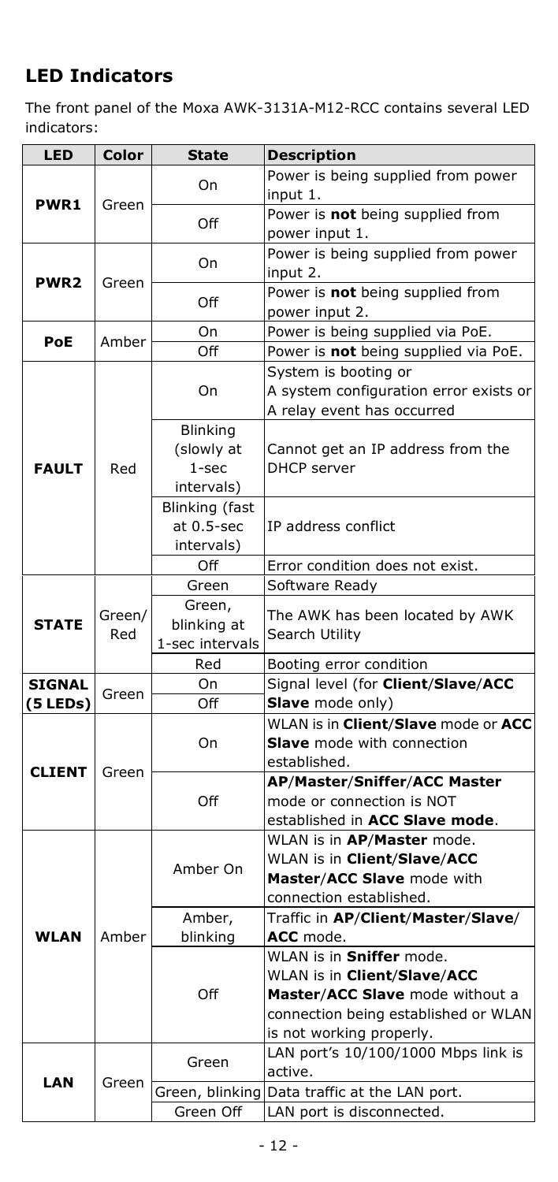## LED Indicators

The front panel of the Moxa AWK-3131A-M12-RCC contains several LED indicators:

| LED | Color | State | Description |
|---|---|---|---|
| **PWR1** | Green | On | Power is being supplied from power input 1. |
| | | Off | Power is **not** being supplied from power input 1. |
| **PWR2** | Green | On | Power is being supplied from power input 2. |
| | | Off | Power is **not** being supplied from power input 2. |
| **PoE** | Amber | On | Power is being supplied via PoE. |
| | | Off | Power is **not** being supplied via PoE. |
| **FAULT** | Red | On | System is booting or<br>A system configuration error exists or<br>A relay event has occurred |
| | | Blinking (slowly at 1-sec intervals) | Cannot get an IP address from the DHCP server |
| | | Blinking (fast at 0.5-sec intervals) | IP address conflict |
| | | Off | Error condition does not exist. |
| **STATE** | Green/ Red | Green | Software Ready |
| | | Green, blinking at 1-sec intervals | The AWK has been located by AWK Search Utility |
| | | Red | Booting error condition |
| **SIGNAL (5 LEDs)** | Green | On | Signal level (for **Client**/**Slave**/**ACC Slave** mode only) |
| | | Off | |
| **CLIENT** | Green | On | WLAN is in **Client**/**Slave** mode or **ACC Slave** mode with connection established. |
| | | Off | **AP**/**Master**/**Sniffer**/**ACC Master** mode or connection is NOT established in **ACC Slave mode**. |
| **WLAN** | Amber | Amber On | WLAN is in **AP**/**Master** mode.<br>WLAN is in **Client**/**Slave**/**ACC Master**/**ACC Slave** mode with connection established. |
| | | Amber, blinking | Traffic in **AP**/**Client**/**Master**/**Slave**/ **ACC** mode. |
| | | Off | WLAN is in **Sniffer** mode.<br>WLAN is in **Client**/**Slave**/**ACC Master**/**ACC Slave** mode without a connection being established or WLAN is not working properly. |
| **LAN** | Green | Green | LAN port's 10/100/1000 Mbps link is active. |
| | | Green, blinking | Data traffic at the LAN port. |
| | | Green Off | LAN port is disconnected. |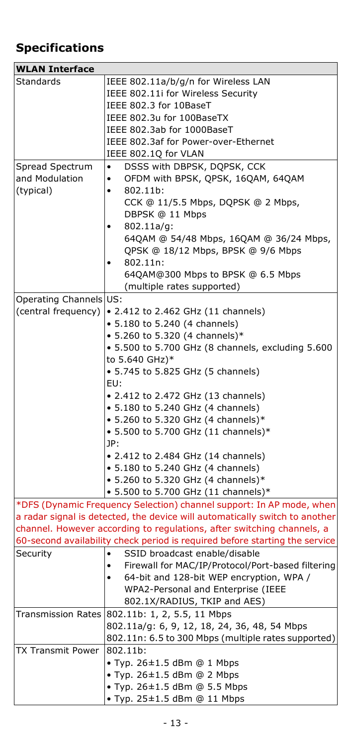## Specifications

| WLAN Interface | |
|---|---|
| Standards | IEEE 802.11a/b/g/n for Wireless LAN<br>IEEE 802.11i for Wireless Security<br>IEEE 802.3 for 10BaseT<br>IEEE 802.3u for 100BaseTX<br>IEEE 802.3ab for 1000BaseT<br>IEEE 802.3af for Power-over-Ethernet<br>IEEE 802.1Q for VLAN |
| Spread Spectrum and Modulation (typical) | • DSSS with DBPSK, DQPSK, CCK<br>• OFDM with BPSK, QPSK, 16QAM, 64QAM<br>• 802.11b:<br>CCK @ 11/5.5 Mbps, DQPSK @ 2 Mbps, DBPSK @ 11 Mbps<br>• 802.11a/g:<br>64QAM @ 54/48 Mbps, 16QAM @ 36/24 Mbps, QPSK @ 18/12 Mbps, BPSK @ 9/6 Mbps<br>• 802.11n:<br>64QAM@300 Mbps to BPSK @ 6.5 Mbps (multiple rates supported) |
| Operating Channels (central frequency) | US:<br>• 2.412 to 2.462 GHz (11 channels)<br>• 5.180 to 5.240 (4 channels)<br>• 5.260 to 5.320 (4 channels)*<br>• 5.500 to 5.700 GHz (8 channels, excluding 5.600 to 5.640 GHz)*<br>• 5.745 to 5.825 GHz (5 channels)<br>EU:<br>• 2.412 to 2.472 GHz (13 channels)<br>• 5.180 to 5.240 GHz (4 channels)<br>• 5.260 to 5.320 GHz (4 channels)*<br>• 5.500 to 5.700 GHz (11 channels)*<br>JP:<br>• 2.412 to 2.484 GHz (14 channels)<br>• 5.180 to 5.240 GHz (4 channels)<br>• 5.260 to 5.320 GHz (4 channels)*<br>• 5.500 to 5.700 GHz (11 channels)* |
| *DFS (Dynamic Frequency Selection) channel support: In AP mode, when a radar signal is detected, the device will automatically switch to another channel. However according to regulations, after switching channels, a 60-second availability check period is required before starting the service | |
| Security | • SSID broadcast enable/disable<br>• Firewall for MAC/IP/Protocol/Port-based filtering<br>• 64-bit and 128-bit WEP encryption, WPA / WPA2-Personal and Enterprise (IEEE 802.1X/RADIUS, TKIP and AES) |
| Transmission Rates | 802.11b: 1, 2, 5.5, 11 Mbps<br>802.11a/g: 6, 9, 12, 18, 24, 36, 48, 54 Mbps<br>802.11n: 6.5 to 300 Mbps (multiple rates supported) |
| TX Transmit Power | 802.11b:<br>• Typ. 26±1.5 dBm @ 1 Mbps<br>• Typ. 26±1.5 dBm @ 2 Mbps<br>• Typ. 26±1.5 dBm @ 5.5 Mbps<br>• Typ. 25±1.5 dBm @ 11 Mbps |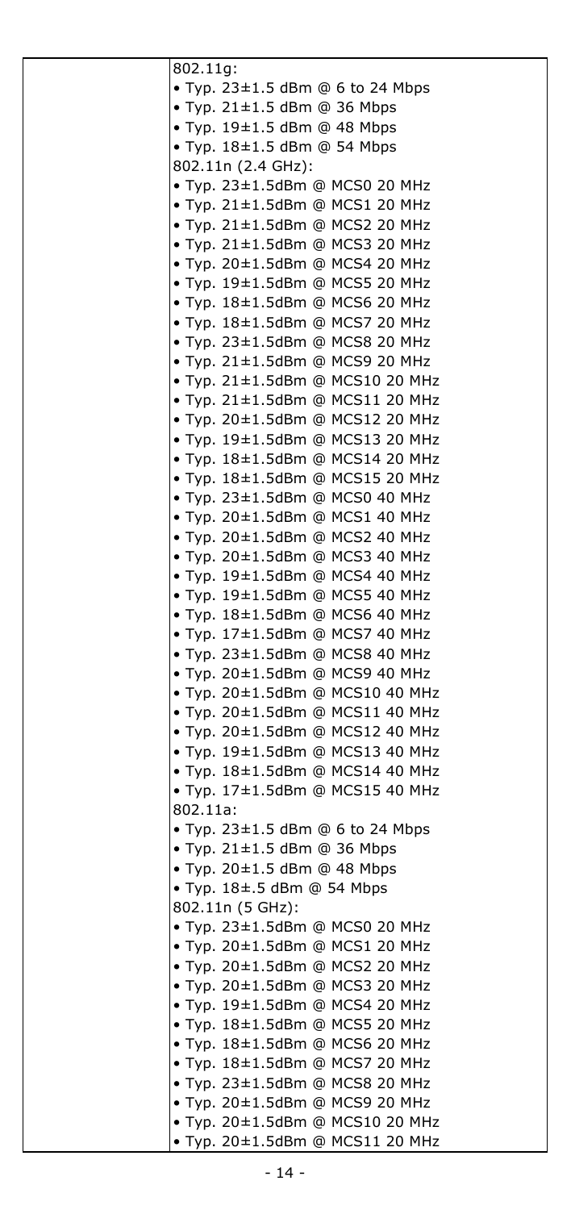| | |
|---|---|
| | 802.11g:<br>• Typ. 23±1.5 dBm @ 6 to 24 Mbps<br>• Typ. 21±1.5 dBm @ 36 Mbps<br>• Typ. 19±1.5 dBm @ 48 Mbps<br>• Typ. 18±1.5 dBm @ 54 Mbps<br>802.11n (2.4 GHz):<br>• Typ. 23±1.5dBm @ MCS0 20 MHz<br>• Typ. 21±1.5dBm @ MCS1 20 MHz<br>• Typ. 21±1.5dBm @ MCS2 20 MHz<br>• Typ. 21±1.5dBm @ MCS3 20 MHz<br>• Typ. 20±1.5dBm @ MCS4 20 MHz<br>• Typ. 19±1.5dBm @ MCS5 20 MHz<br>• Typ. 18±1.5dBm @ MCS6 20 MHz<br>• Typ. 18±1.5dBm @ MCS7 20 MHz<br>• Typ. 23±1.5dBm @ MCS8 20 MHz<br>• Typ. 21±1.5dBm @ MCS9 20 MHz<br>• Typ. 21±1.5dBm @ MCS10 20 MHz<br>• Typ. 21±1.5dBm @ MCS11 20 MHz<br>• Typ. 20±1.5dBm @ MCS12 20 MHz<br>• Typ. 19±1.5dBm @ MCS13 20 MHz<br>• Typ. 18±1.5dBm @ MCS14 20 MHz<br>• Typ. 18±1.5dBm @ MCS15 20 MHz<br>• Typ. 23±1.5dBm @ MCS0 40 MHz<br>• Typ. 20±1.5dBm @ MCS1 40 MHz<br>• Typ. 20±1.5dBm @ MCS2 40 MHz<br>• Typ. 20±1.5dBm @ MCS3 40 MHz<br>• Typ. 19±1.5dBm @ MCS4 40 MHz<br>• Typ. 19±1.5dBm @ MCS5 40 MHz<br>• Typ. 18±1.5dBm @ MCS6 40 MHz<br>• Typ. 17±1.5dBm @ MCS7 40 MHz<br>• Typ. 23±1.5dBm @ MCS8 40 MHz<br>• Typ. 20±1.5dBm @ MCS9 40 MHz<br>• Typ. 20±1.5dBm @ MCS10 40 MHz<br>• Typ. 20±1.5dBm @ MCS11 40 MHz<br>• Typ. 20±1.5dBm @ MCS12 40 MHz<br>• Typ. 19±1.5dBm @ MCS13 40 MHz<br>• Typ. 18±1.5dBm @ MCS14 40 MHz<br>• Typ. 17±1.5dBm @ MCS15 40 MHz<br>802.11a:<br>• Typ. 23±1.5 dBm @ 6 to 24 Mbps<br>• Typ. 21±1.5 dBm @ 36 Mbps<br>• Typ. 20±1.5 dBm @ 48 Mbps<br>• Typ. 18±.5 dBm @ 54 Mbps<br>802.11n (5 GHz):<br>• Typ. 23±1.5dBm @ MCS0 20 MHz<br>• Typ. 20±1.5dBm @ MCS1 20 MHz<br>• Typ. 20±1.5dBm @ MCS2 20 MHz<br>• Typ. 20±1.5dBm @ MCS3 20 MHz<br>• Typ. 19±1.5dBm @ MCS4 20 MHz<br>• Typ. 18±1.5dBm @ MCS5 20 MHz<br>• Typ. 18±1.5dBm @ MCS6 20 MHz<br>• Typ. 18±1.5dBm @ MCS7 20 MHz<br>• Typ. 23±1.5dBm @ MCS8 20 MHz<br>• Typ. 20±1.5dBm @ MCS9 20 MHz<br>• Typ. 20±1.5dBm @ MCS10 20 MHz<br>• Typ. 20±1.5dBm @ MCS11 20 MHz |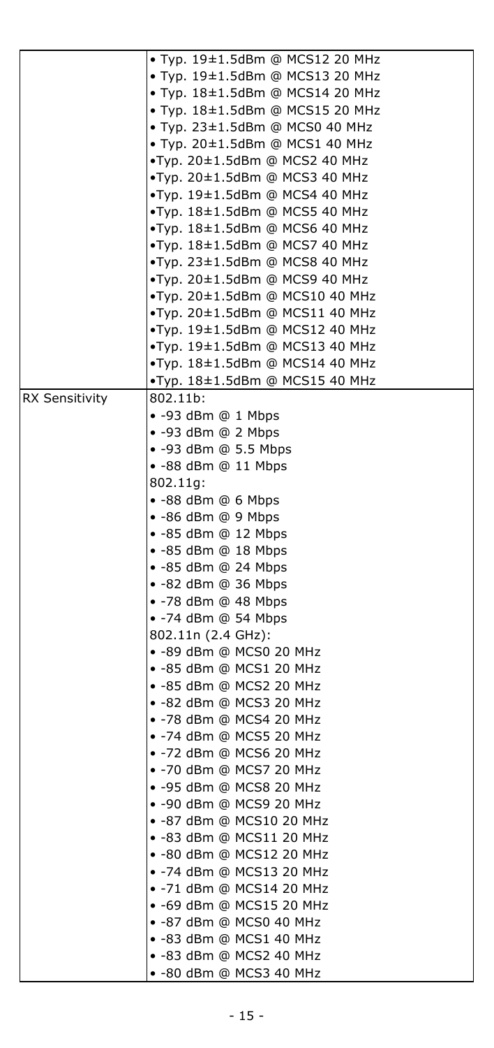| | |
|---|---|
| | • Typ. 19±1.5dBm @ MCS12 20 MHz<br>• Typ. 19±1.5dBm @ MCS13 20 MHz<br>• Typ. 18±1.5dBm @ MCS14 20 MHz<br>• Typ. 18±1.5dBm @ MCS15 20 MHz<br>• Typ. 23±1.5dBm @ MCS0 40 MHz<br>• Typ. 20±1.5dBm @ MCS1 40 MHz<br>•Typ. 20±1.5dBm @ MCS2 40 MHz<br>•Typ. 20±1.5dBm @ MCS3 40 MHz<br>•Typ. 19±1.5dBm @ MCS4 40 MHz<br>•Typ. 18±1.5dBm @ MCS5 40 MHz<br>•Typ. 18±1.5dBm @ MCS6 40 MHz<br>•Typ. 18±1.5dBm @ MCS7 40 MHz<br>•Typ. 23±1.5dBm @ MCS8 40 MHz<br>•Typ. 20±1.5dBm @ MCS9 40 MHz<br>•Typ. 20±1.5dBm @ MCS10 40 MHz<br>•Typ. 20±1.5dBm @ MCS11 40 MHz<br>•Typ. 19±1.5dBm @ MCS12 40 MHz<br>•Typ. 19±1.5dBm @ MCS13 40 MHz<br>•Typ. 18±1.5dBm @ MCS14 40 MHz<br>•Typ. 18±1.5dBm @ MCS15 40 MHz |
| RX Sensitivity | 802.11b:<br>• -93 dBm @ 1 Mbps<br>• -93 dBm @ 2 Mbps<br>• -93 dBm @ 5.5 Mbps<br>• -88 dBm @ 11 Mbps<br>802.11g:<br>• -88 dBm @ 6 Mbps<br>• -86 dBm @ 9 Mbps<br>• -85 dBm @ 12 Mbps<br>• -85 dBm @ 18 Mbps<br>• -85 dBm @ 24 Mbps<br>• -82 dBm @ 36 Mbps<br>• -78 dBm @ 48 Mbps<br>• -74 dBm @ 54 Mbps<br>802.11n (2.4 GHz):<br>• -89 dBm @ MCS0 20 MHz<br>• -85 dBm @ MCS1 20 MHz<br>• -85 dBm @ MCS2 20 MHz<br>• -82 dBm @ MCS3 20 MHz<br>• -78 dBm @ MCS4 20 MHz<br>• -74 dBm @ MCS5 20 MHz<br>• -72 dBm @ MCS6 20 MHz<br>• -70 dBm @ MCS7 20 MHz<br>• -95 dBm @ MCS8 20 MHz<br>• -90 dBm @ MCS9 20 MHz<br>• -87 dBm @ MCS10 20 MHz<br>• -83 dBm @ MCS11 20 MHz<br>• -80 dBm @ MCS12 20 MHz<br>• -74 dBm @ MCS13 20 MHz<br>• -71 dBm @ MCS14 20 MHz<br>• -69 dBm @ MCS15 20 MHz<br>• -87 dBm @ MCS0 40 MHz<br>• -83 dBm @ MCS1 40 MHz<br>• -83 dBm @ MCS2 40 MHz<br>• -80 dBm @ MCS3 40 MHz |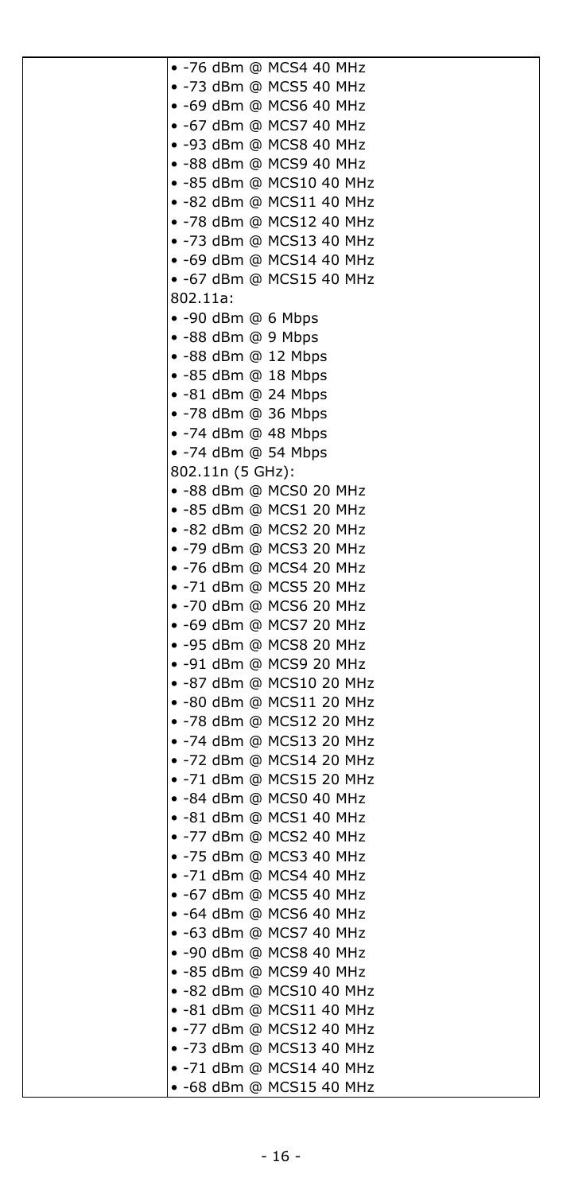| | |
|---|---|
| | • -76 dBm @ MCS4 40 MHz<br>• -73 dBm @ MCS5 40 MHz<br>• -69 dBm @ MCS6 40 MHz<br>• -67 dBm @ MCS7 40 MHz<br>• -93 dBm @ MCS8 40 MHz<br>• -88 dBm @ MCS9 40 MHz<br>• -85 dBm @ MCS10 40 MHz<br>• -82 dBm @ MCS11 40 MHz<br>• -78 dBm @ MCS12 40 MHz<br>• -73 dBm @ MCS13 40 MHz<br>• -69 dBm @ MCS14 40 MHz<br>• -67 dBm @ MCS15 40 MHz<br>802.11a:<br>• -90 dBm @ 6 Mbps<br>• -88 dBm @ 9 Mbps<br>• -88 dBm @ 12 Mbps<br>• -85 dBm @ 18 Mbps<br>• -81 dBm @ 24 Mbps<br>• -78 dBm @ 36 Mbps<br>• -74 dBm @ 48 Mbps<br>• -74 dBm @ 54 Mbps<br>802.11n (5 GHz):<br>• -88 dBm @ MCS0 20 MHz<br>• -85 dBm @ MCS1 20 MHz<br>• -82 dBm @ MCS2 20 MHz<br>• -79 dBm @ MCS3 20 MHz<br>• -76 dBm @ MCS4 20 MHz<br>• -71 dBm @ MCS5 20 MHz<br>• -70 dBm @ MCS6 20 MHz<br>• -69 dBm @ MCS7 20 MHz<br>• -95 dBm @ MCS8 20 MHz<br>• -91 dBm @ MCS9 20 MHz<br>• -87 dBm @ MCS10 20 MHz<br>• -80 dBm @ MCS11 20 MHz<br>• -78 dBm @ MCS12 20 MHz<br>• -74 dBm @ MCS13 20 MHz<br>• -72 dBm @ MCS14 20 MHz<br>• -71 dBm @ MCS15 20 MHz<br>• -84 dBm @ MCS0 40 MHz<br>• -81 dBm @ MCS1 40 MHz<br>• -77 dBm @ MCS2 40 MHz<br>• -75 dBm @ MCS3 40 MHz<br>• -71 dBm @ MCS4 40 MHz<br>• -67 dBm @ MCS5 40 MHz<br>• -64 dBm @ MCS6 40 MHz<br>• -63 dBm @ MCS7 40 MHz<br>• -90 dBm @ MCS8 40 MHz<br>• -85 dBm @ MCS9 40 MHz<br>• -82 dBm @ MCS10 40 MHz<br>• -81 dBm @ MCS11 40 MHz<br>• -77 dBm @ MCS12 40 MHz<br>• -73 dBm @ MCS13 40 MHz<br>• -71 dBm @ MCS14 40 MHz<br>• -68 dBm @ MCS15 40 MHz |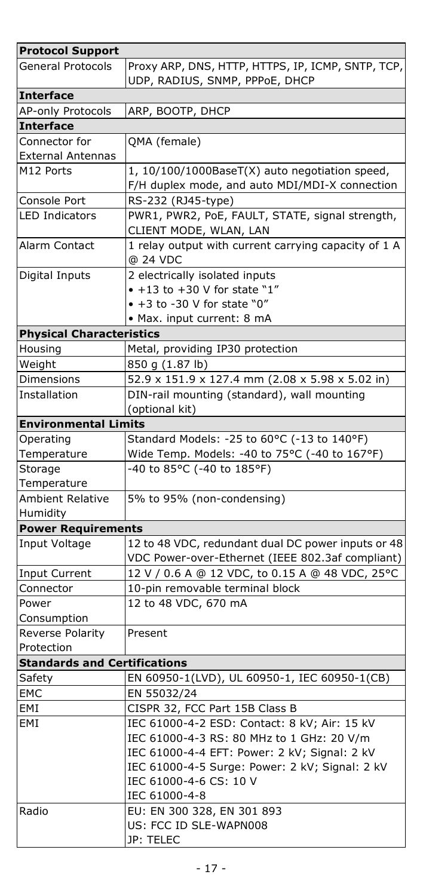| | |
|---|---|
| **Protocol Support** | |
| General Protocols | Proxy ARP, DNS, HTTP, HTTPS, IP, ICMP, SNTP, TCP, UDP, RADIUS, SNMP, PPPoE, DHCP |
| **Interface** | |
| AP-only Protocols | ARP, BOOTP, DHCP |
| **Interface** | |
| Connector for External Antennas | QMA (female) |
| M12 Ports | 1, 10/100/1000BaseT(X) auto negotiation speed, F/H duplex mode, and auto MDI/MDI-X connection |
| Console Port | RS-232 (RJ45-type) |
| LED Indicators | PWR1, PWR2, PoE, FAULT, STATE, signal strength, CLIENT MODE, WLAN, LAN |
| Alarm Contact | 1 relay output with current carrying capacity of 1 A @ 24 VDC |
| Digital Inputs | 2 electrically isolated inputs<br>• +13 to +30 V for state "1"<br>• +3 to -30 V for state "0"<br>• Max. input current: 8 mA |
| **Physical Characteristics** | |
| Housing | Metal, providing IP30 protection |
| Weight | 850 g (1.87 lb) |
| Dimensions | 52.9 x 151.9 x 127.4 mm (2.08 x 5.98 x 5.02 in) |
| Installation | DIN-rail mounting (standard), wall mounting (optional kit) |
| **Environmental Limits** | |
| Operating Temperature | Standard Models: -25 to 60°C (-13 to 140°F)<br>Wide Temp. Models: -40 to 75°C (-40 to 167°F) |
| Storage Temperature | -40 to 85°C (-40 to 185°F) |
| Ambient Relative Humidity | 5% to 95% (non-condensing) |
| **Power Requirements** | |
| Input Voltage | 12 to 48 VDC, redundant dual DC power inputs or 48 VDC Power-over-Ethernet (IEEE 802.3af compliant) |
| Input Current | 12 V / 0.6 A @ 12 VDC, to 0.15 A @ 48 VDC, 25°C |
| Connector | 10-pin removable terminal block |
| Power Consumption | 12 to 48 VDC, 670 mA |
| Reverse Polarity Protection | Present |
| **Standards and Certifications** | |
| Safety | EN 60950-1(LVD), UL 60950-1, IEC 60950-1(CB) |
| EMC | EN 55032/24 |
| EMI | CISPR 32, FCC Part 15B Class B |
| EMI | IEC 61000-4-2 ESD: Contact: 8 kV; Air: 15 kV<br>IEC 61000-4-3 RS: 80 MHz to 1 GHz: 20 V/m<br>IEC 61000-4-4 EFT: Power: 2 kV; Signal: 2 kV<br>IEC 61000-4-5 Surge: Power: 2 kV; Signal: 2 kV<br>IEC 61000-4-6 CS: 10 V<br>IEC 61000-4-8 |
| Radio | EU: EN 300 328, EN 301 893<br>US: FCC ID SLE-WAPN008<br>JP: TELEC |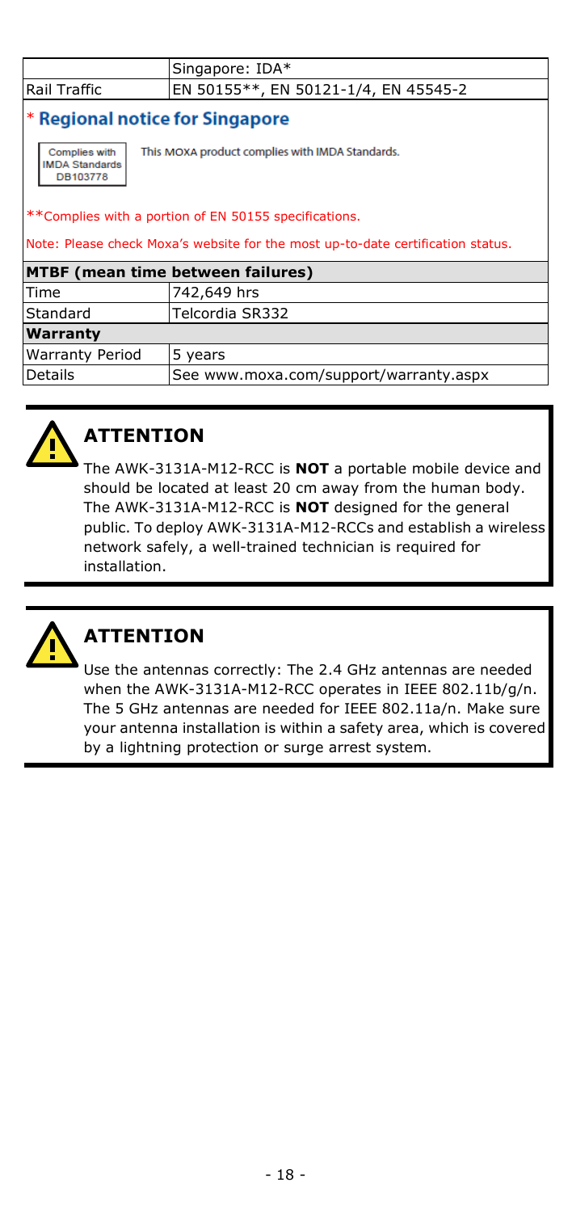| | |
|---|---|
| | Singapore: IDA* |
| Rail Traffic | EN 50155**, EN 50121-1/4, EN 45545-2 |

### * Regional notice for Singapore

Complies with IMDA Standards DB103778

This MOXA product complies with IMDA Standards.

**Complies with a portion of EN 50155 specifications.

Note: Please check Moxa's website for the most up-to-date certification status.

| **MTBF (mean time between failures)** | |
|---|---|
| Time | 742,649 hrs |
| Standard | Telcordia SR332 |
| **Warranty** | |
| Warranty Period | 5 years |
| Details | See www.moxa.com/support/warranty.aspx |

> **ATTENTION**
>
> The AWK-3131A-M12-RCC is **NOT** a portable mobile device and should be located at least 20 cm away from the human body. The AWK-3131A-M12-RCC is **NOT** designed for the general public. To deploy AWK-3131A-M12-RCCs and establish a wireless network safely, a well-trained technician is required for installation.

> **ATTENTION**
>
> Use the antennas correctly: The 2.4 GHz antennas are needed when the AWK-3131A-M12-RCC operates in IEEE 802.11b/g/n. The 5 GHz antennas are needed for IEEE 802.11a/n. Make sure your antenna installation is within a safety area, which is covered by a lightning protection or surge arrest system.